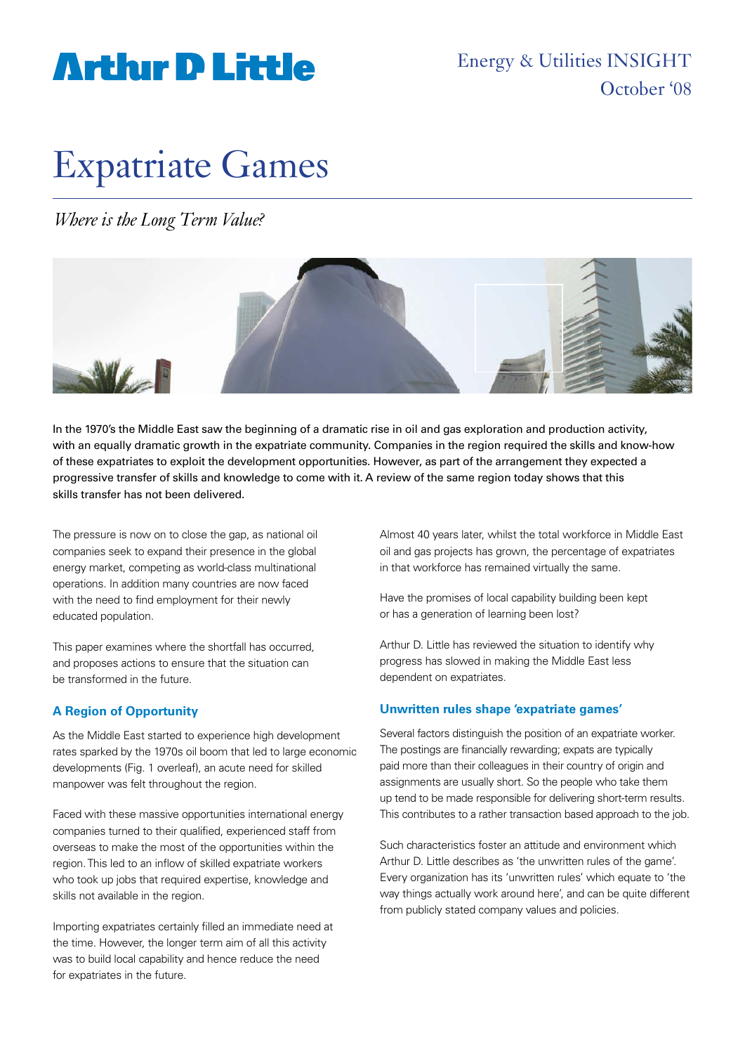Arthur D Little

Energy & Utilities INSIGHT
October '08

# Expatriate Games

*Where is the Long Term Value?*

In the 1970's the Middle East saw the beginning of a dramatic rise in oil and gas exploration and production activity, with an equally dramatic growth in the expatriate community. Companies in the region required the skills and know-how of these expatriates to exploit the development opportunities. However, as part of the arrangement they expected a progressive transfer of skills and knowledge to come with it. A review of the same region today shows that this skills transfer has not been delivered.

The pressure is now on to close the gap, as national oil companies seek to expand their presence in the global energy market, competing as world-class multinational operations. In addition many countries are now faced with the need to find employment for their newly educated population.

This paper examines where the shortfall has occurred, and proposes actions to ensure that the situation can be transformed in the future.

## A Region of Opportunity

As the Middle East started to experience high development rates sparked by the 1970s oil boom that led to large economic developments (Fig. 1 overleaf), an acute need for skilled manpower was felt throughout the region.

Faced with these massive opportunities international energy companies turned to their qualified, experienced staff from overseas to make the most of the opportunities within the region. This led to an inflow of skilled expatriate workers who took up jobs that required expertise, knowledge and skills not available in the region.

Importing expatriates certainly filled an immediate need at the time. However, the longer term aim of all this activity was to build local capability and hence reduce the need for expatriates in the future.

Almost 40 years later, whilst the total workforce in Middle East oil and gas projects has grown, the percentage of expatriates in that workforce has remained virtually the same.

Have the promises of local capability building been kept or has a generation of learning been lost?

Arthur D. Little has reviewed the situation to identify why progress has slowed in making the Middle East less dependent on expatriates.

## Unwritten rules shape 'expatriate games'

Several factors distinguish the position of an expatriate worker. The postings are financially rewarding; expats are typically paid more than their colleagues in their country of origin and assignments are usually short. So the people who take them up tend to be made responsible for delivering short-term results. This contributes to a rather transaction based approach to the job.

Such characteristics foster an attitude and environment which Arthur D. Little describes as 'the unwritten rules of the game'. Every organization has its 'unwritten rules' which equate to 'the way things actually work around here', and can be quite different from publicly stated company values and policies.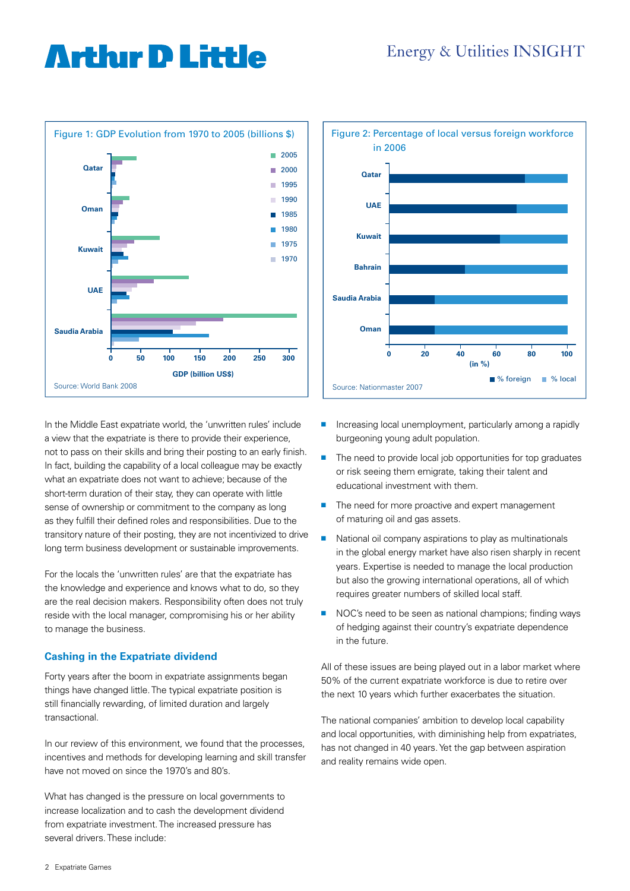Figure 1: GDP Evolution from 1970 to 2005 (billions $)

Source: World Bank 2008

Figure 2: Percentage of local versus foreign workforce in 2006

Source: Nationmaster 2007

In the Middle East expatriate world, the 'unwritten rules' include a view that the expatriate is there to provide their experience, not to pass on their skills and bring their posting to an early finish. In fact, building the capability of a local colleague may be exactly what an expatriate does not want to achieve; because of the short-term duration of their stay, they can operate with little sense of ownership or commitment to the company as long as they fulfill their defined roles and responsibilities. Due to the transitory nature of their posting, they are not incentivized to drive long term business development or sustainable improvements.

For the locals the 'unwritten rules' are that the expatriate has the knowledge and experience and knows what to do, so they are the real decision makers. Responsibility often does not truly reside with the local manager, compromising his or her ability to manage the business.

### Cashing in the Expatriate dividend

Forty years after the boom in expatriate assignments began things have changed little. The typical expatriate position is still financially rewarding, of limited duration and largely transactional.

In our review of this environment, we found that the processes, incentives and methods for developing learning and skill transfer have not moved on since the 1970's and 80's.

What has changed is the pressure on local governments to increase localization and to cash the development dividend from expatriate investment. The increased pressure has several drivers. These include:

- Increasing local unemployment, particularly among a rapidly burgeoning young adult population.
- The need to provide local job opportunities for top graduates or risk seeing them emigrate, taking their talent and educational investment with them.
- The need for more proactive and expert management of maturing oil and gas assets.
- National oil company aspirations to play as multinationals in the global energy market have also risen sharply in recent years. Expertise is needed to manage the local production but also the growing international operations, all of which requires greater numbers of skilled local staff.
- NOC's need to be seen as national champions; finding ways of hedging against their country's expatriate dependence in the future.

All of these issues are being played out in a labor market where 50% of the current expatriate workforce is due to retire over the next 10 years which further exacerbates the situation.

The national companies' ambition to develop local capability and local opportunities, with diminishing help from expatriates, has not changed in 40 years. Yet the gap between aspiration and reality remains wide open.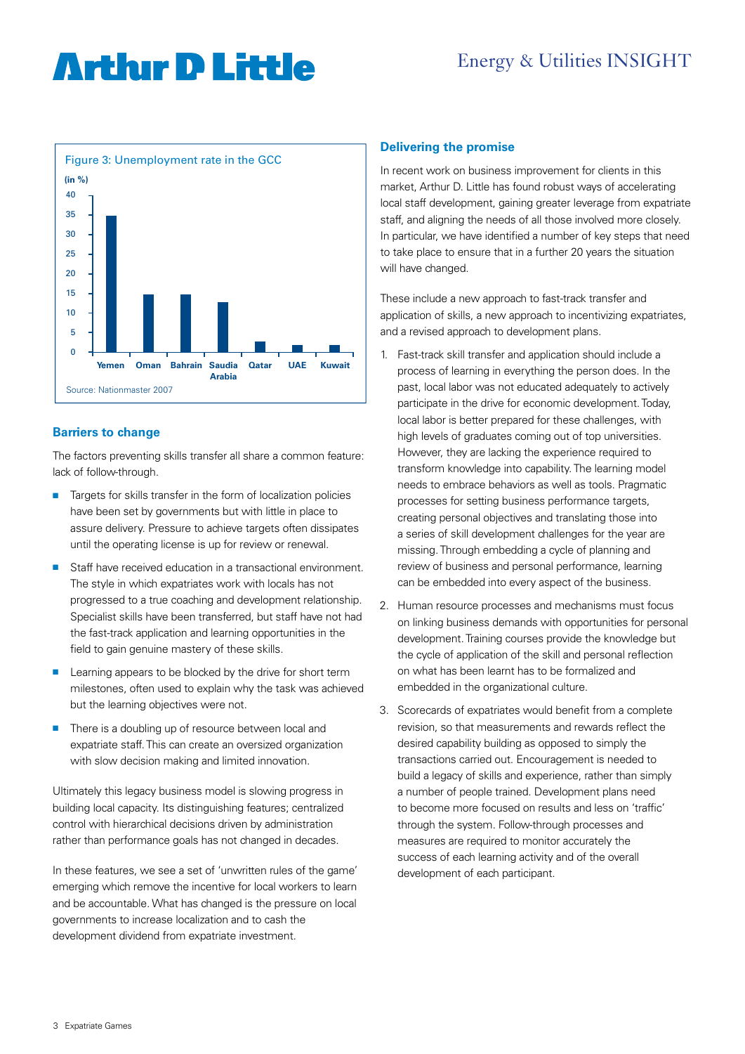Figure 3: Unemployment rate in the GCC

Source: Nationmaster 2007

## Barriers to change

The factors preventing skills transfer all share a common feature: lack of follow-through.

- Targets for skills transfer in the form of localization policies have been set by governments but with little in place to assure delivery. Pressure to achieve targets often dissipates until the operating license is up for review or renewal.
- Staff have received education in a transactional environment. The style in which expatriates work with locals has not progressed to a true coaching and development relationship. Specialist skills have been transferred, but staff have not had the fast-track application and learning opportunities in the field to gain genuine mastery of these skills.
- Learning appears to be blocked by the drive for short term milestones, often used to explain why the task was achieved but the learning objectives were not.
- There is a doubling up of resource between local and expatriate staff. This can create an oversized organization with slow decision making and limited innovation.

Ultimately this legacy business model is slowing progress in building local capacity. Its distinguishing features; centralized control with hierarchical decisions driven by administration rather than performance goals has not changed in decades.

In these features, we see a set of 'unwritten rules of the game' emerging which remove the incentive for local workers to learn and be accountable. What has changed is the pressure on local governments to increase localization and to cash the development dividend from expatriate investment.

## Delivering the promise

In recent work on business improvement for clients in this market, Arthur D. Little has found robust ways of accelerating local staff development, gaining greater leverage from expatriate staff, and aligning the needs of all those involved more closely. In particular, we have identified a number of key steps that need to take place to ensure that in a further 20 years the situation will have changed.

These include a new approach to fast-track transfer and application of skills, a new approach to incentivizing expatriates, and a revised approach to development plans.

1. Fast-track skill transfer and application should include a process of learning in everything the person does. In the past, local labor was not educated adequately to actively participate in the drive for economic development. Today, local labor is better prepared for these challenges, with high levels of graduates coming out of top universities. However, they are lacking the experience required to transform knowledge into capability. The learning model needs to embrace behaviors as well as tools. Pragmatic processes for setting business performance targets, creating personal objectives and translating those into a series of skill development challenges for the year are missing. Through embedding a cycle of planning and review of business and personal performance, learning can be embedded into every aspect of the business.
2. Human resource processes and mechanisms must focus on linking business demands with opportunities for personal development. Training courses provide the knowledge but the cycle of application of the skill and personal reflection on what has been learnt has to be formalized and embedded in the organizational culture.
3. Scorecards of expatriates would benefit from a complete revision, so that measurements and rewards reflect the desired capability building as opposed to simply the transactions carried out. Encouragement is needed to build a legacy of skills and experience, rather than simply a number of people trained. Development plans need to become more focused on results and less on 'traffic' through the system. Follow-through processes and measures are required to monitor accurately the success of each learning activity and of the overall development of each participant.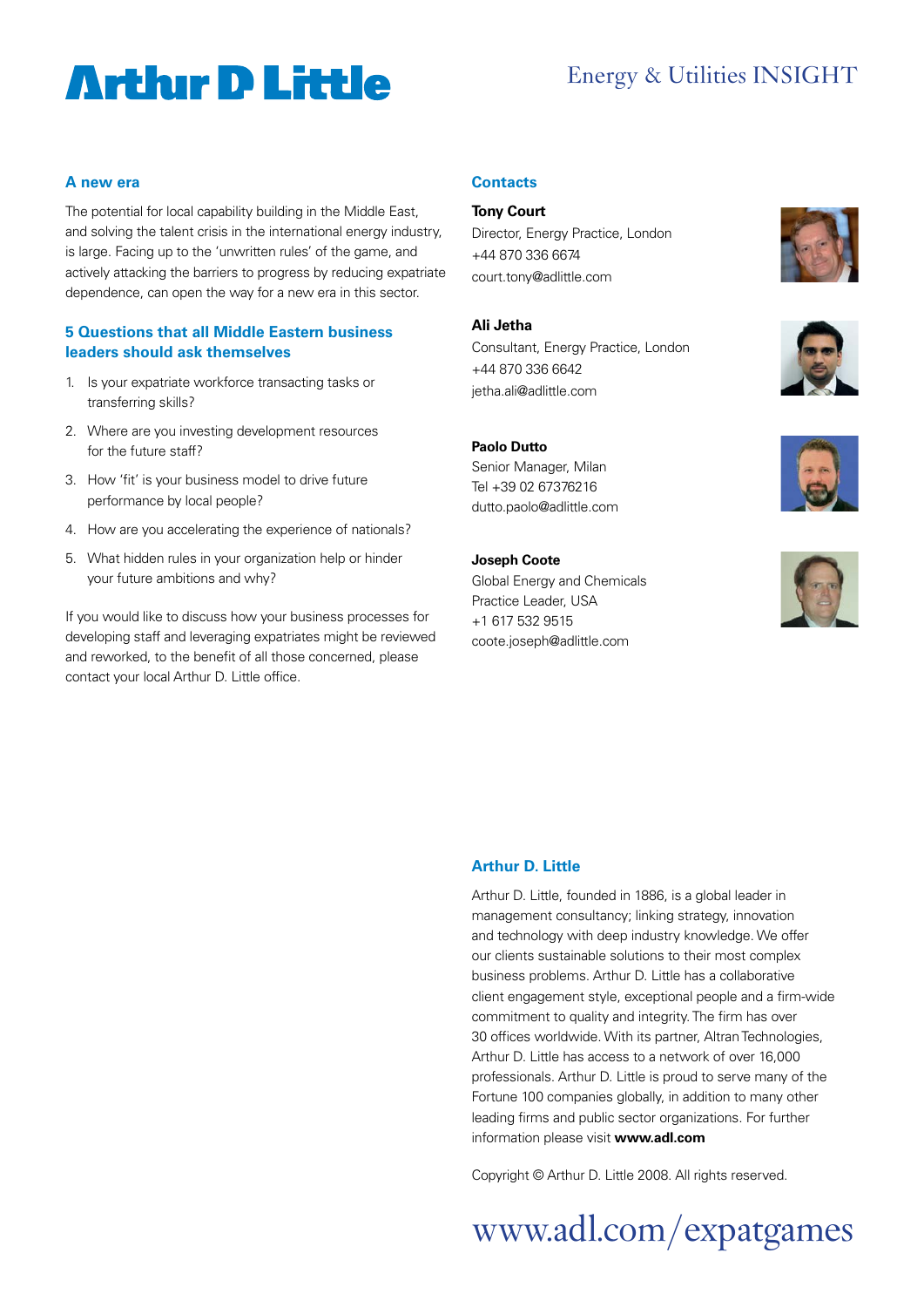## A new era

The potential for local capability building in the Middle East, and solving the talent crisis in the international energy industry, is large. Facing up to the 'unwritten rules' of the game, and actively attacking the barriers to progress by reducing expatriate dependence, can open the way for a new era in this sector.

## 5 Questions that all Middle Eastern business leaders should ask themselves

1. Is your expatriate workforce transacting tasks or transferring skills?
2. Where are you investing development resources for the future staff?
3. How 'fit' is your business model to drive future performance by local people?
4. How are you accelerating the experience of nationals?
5. What hidden rules in your organization help or hinder your future ambitions and why?

If you would like to discuss how your business processes for developing staff and leveraging expatriates might be reviewed and reworked, to the benefit of all those concerned, please contact your local Arthur D. Little office.

## Contacts

**Tony Court**
Director, Energy Practice, London
+44 870 336 6674
court.tony@adlittle.com

**Ali Jetha**
Consultant, Energy Practice, London
+44 870 336 6642
jetha.ali@adlittle.com

**Paolo Dutto**
Senior Manager, Milan
Tel +39 02 67376216
dutto.paolo@adlittle.com

**Joseph Coote**
Global Energy and Chemicals Practice Leader, USA
+1 617 532 9515
coote.joseph@adlittle.com

## Arthur D. Little

Arthur D. Little, founded in 1886, is a global leader in management consultancy; linking strategy, innovation and technology with deep industry knowledge. We offer our clients sustainable solutions to their most complex business problems. Arthur D. Little has a collaborative client engagement style, exceptional people and a firm-wide commitment to quality and integrity. The firm has over 30 offices worldwide. With its partner, Altran Technologies, Arthur D. Little has access to a network of over 16,000 professionals. Arthur D. Little is proud to serve many of the Fortune 100 companies globally, in addition to many other leading firms and public sector organizations. For further information please visit **www.adl.com**

Copyright © Arthur D. Little 2008. All rights reserved.

www.adl.com/expatgames